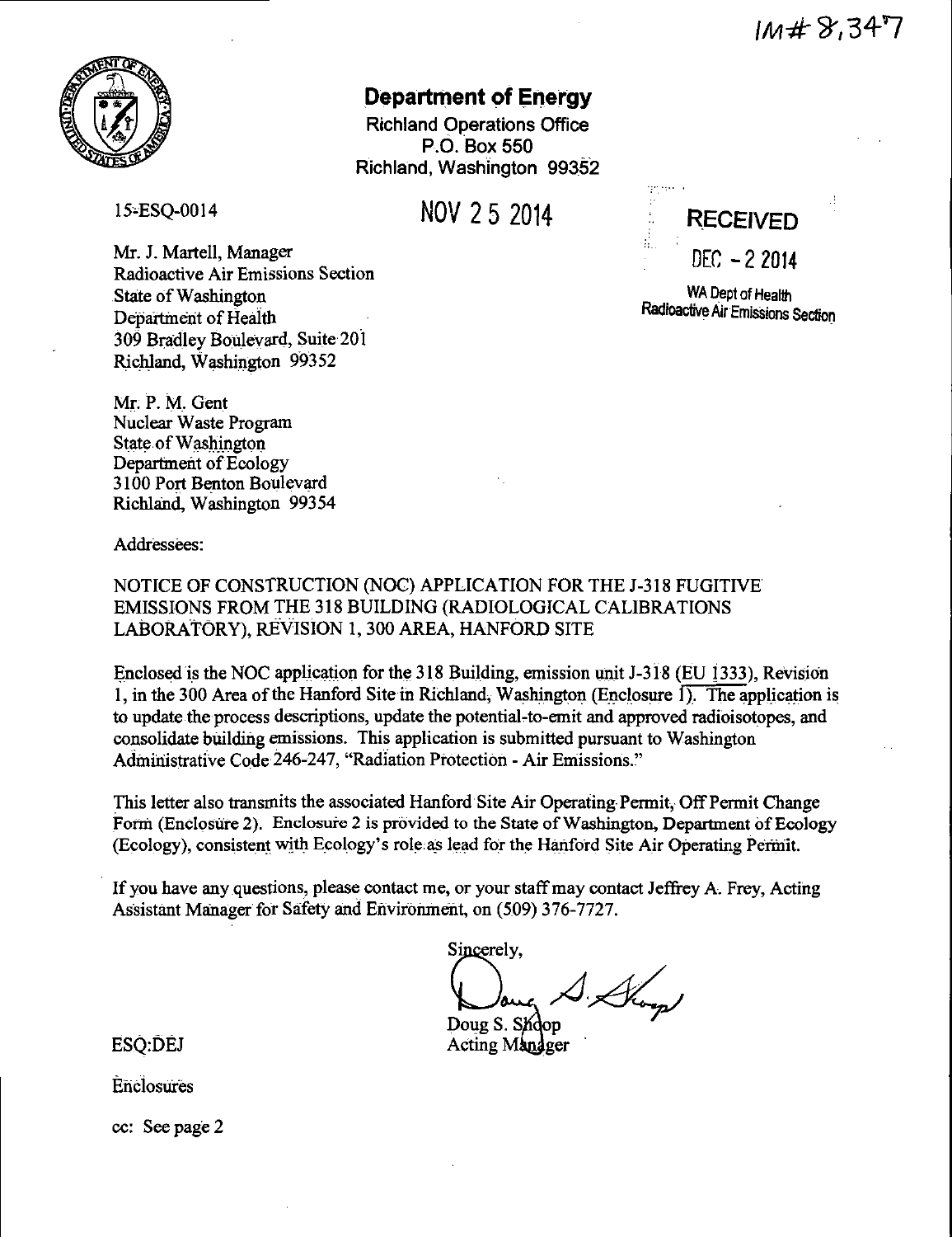IM# 8,347

# Department of Energy

Richland Operations Office
P.O. Box 550
Richland, Washington 99352

15-ESQ-0014

NOV 25 2014

RECEIVED
DEC - 2 2014
WA Dept of Health
Radioactive Air Emissions Section

Mr. J. Martell, Manager
Radioactive Air Emissions Section
State of Washington
Department of Health
309 Bradley Boulevard, Suite 201
Richland, Washington 99352

Mr. P. M. Gent
Nuclear Waste Program
State of Washington
Department of Ecology
3100 Port Benton Boulevard
Richland, Washington 99354

Addressees:

NOTICE OF CONSTRUCTION (NOC) APPLICATION FOR THE J-318 FUGITIVE EMISSIONS FROM THE 318 BUILDING (RADIOLOGICAL CALIBRATIONS LABORATORY), REVISION 1, 300 AREA, HANFORD SITE

Enclosed is the NOC application for the 318 Building, emission unit J-318 (EU 1333), Revision 1, in the 300 Area of the Hanford Site in Richland, Washington (Enclosure 1). The application is to update the process descriptions, update the potential-to-emit and approved radioisotopes, and consolidate building emissions. This application is submitted pursuant to Washington Administrative Code 246-247, "Radiation Protection - Air Emissions."

This letter also transmits the associated Hanford Site Air Operating Permit, Off Permit Change Form (Enclosure 2). Enclosure 2 is provided to the State of Washington, Department of Ecology (Ecology), consistent with Ecology's role as lead for the Hanford Site Air Operating Permit.

If you have any questions, please contact me, or your staff may contact Jeffrey A. Frey, Acting Assistant Manager for Safety and Environment, on (509) 376-7727.

Sincerely,

Doug S. Shoop
Acting Manager

ESQ:DEJ

Enclosures

cc: See page 2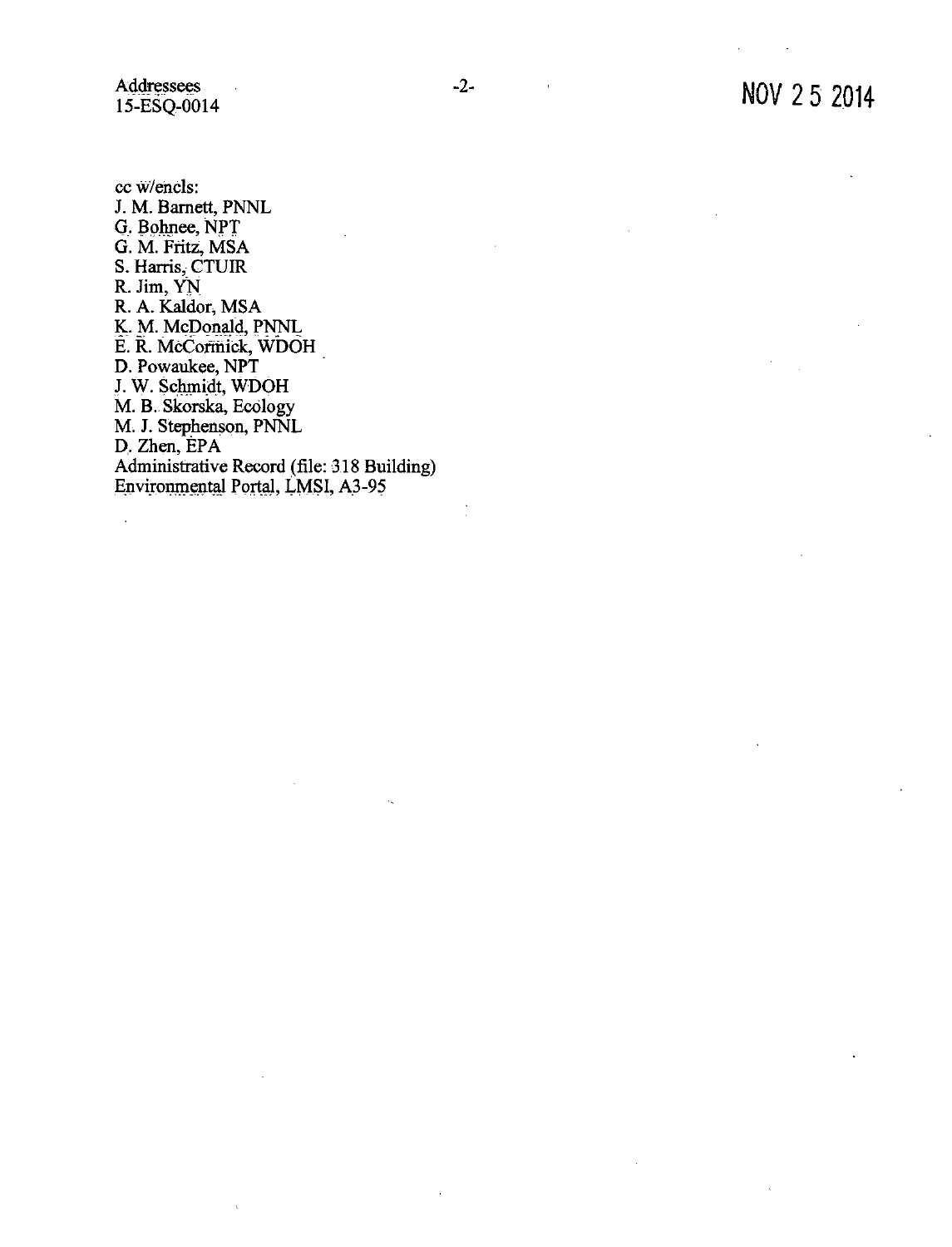cc w/encls:
J. M. Barnett, PNNL
G. Bohnee, NPT
G. M. Fritz, MSA
S. Harris, CTUIR
R. Jim, YN
R. A. Kaldor, MSA
K. M. McDonald, PNNL
E. R. McCormick, WDOH
D. Powaukee, NPT
J. W. Schmidt, WDOH
M. B. Skorska, Ecology
M. J. Stephenson, PNNL
D. Zhen, EPA
Administrative Record (file: 318 Building)
Environmental Portal, LMSI, A3-95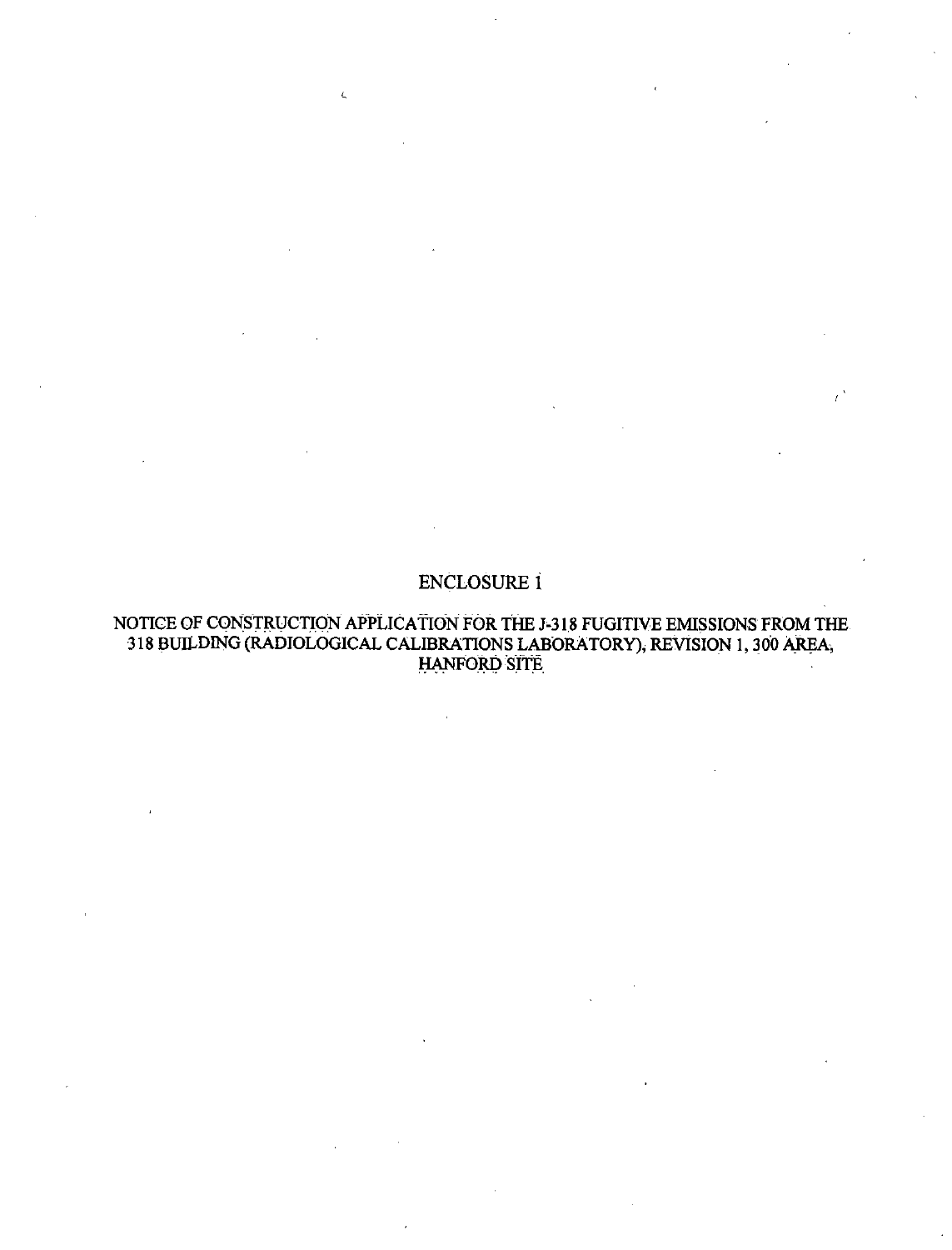# ENCLOSURE 1

## NOTICE OF CONSTRUCTION APPLICATION FOR THE J-318 FUGITIVE EMISSIONS FROM THE 318 BUILDING (RADIOLOGICAL CALIBRATIONS LABORATORY), REVISION 1, 300 AREA, HANFORD SITE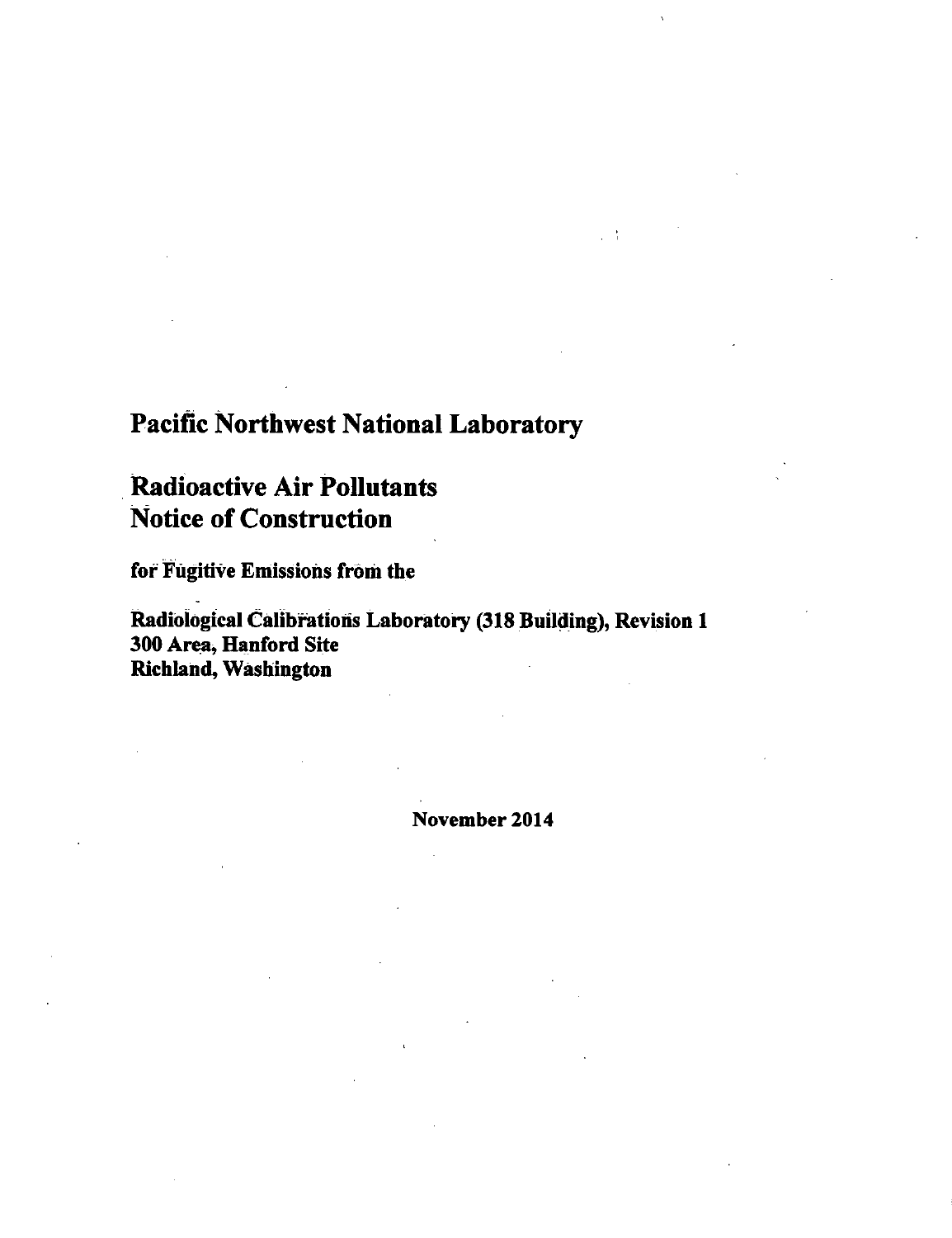# Pacific Northwest National Laboratory

## Radioactive Air Pollutants Notice of Construction

**for Fugitive Emissions from the**

**Radiological Calibrations Laboratory (318 Building), Revision 1**
**300 Area, Hanford Site**
**Richland, Washington**

**November 2014**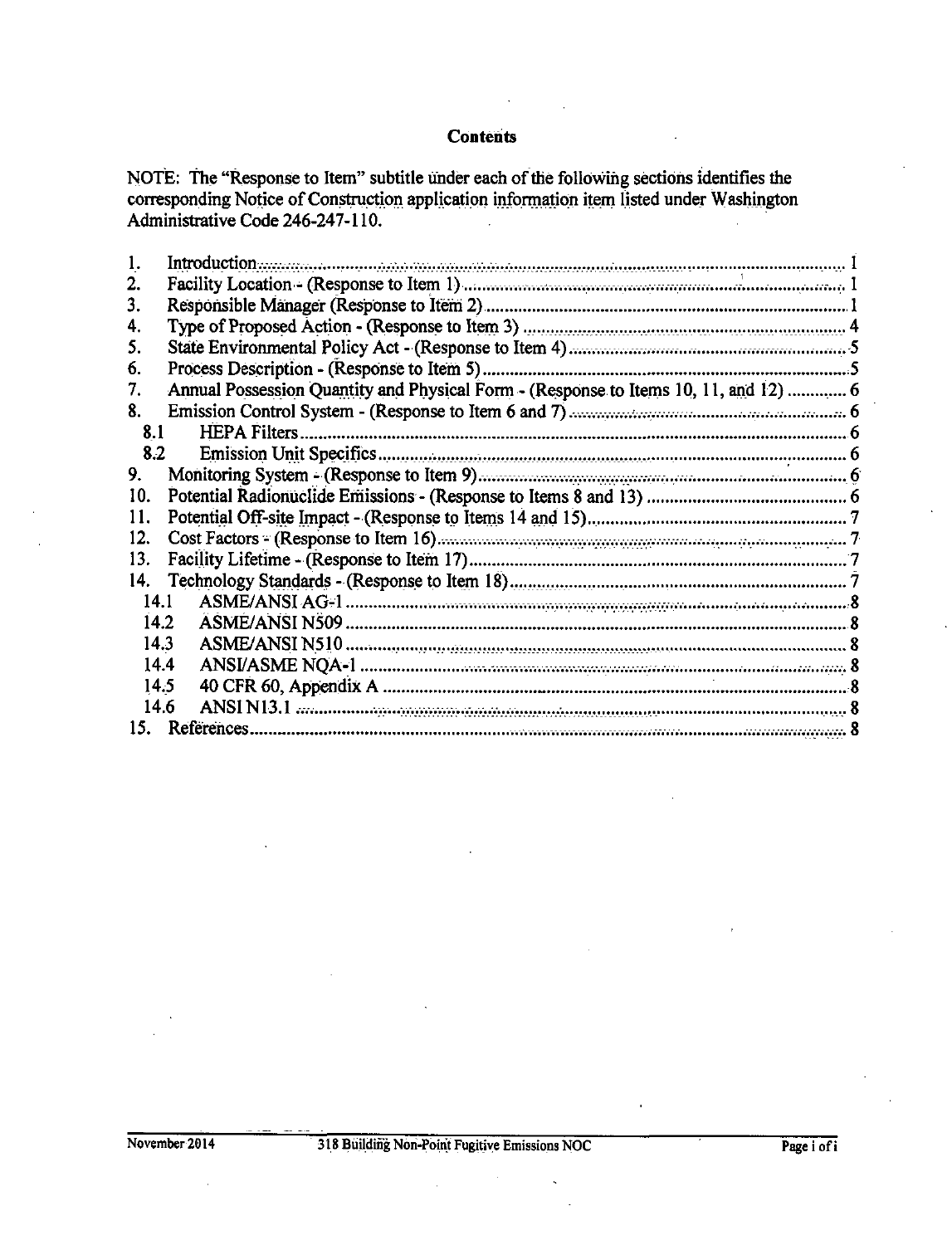# Contents

NOTE: The "Response to Item" subtitle under each of the following sections identifies the corresponding Notice of Construction application information item listed under Washington Administrative Code 246-247-110.

1. Introduction ........ 1
2. Facility Location - (Response to Item 1) ........ 1
3. Responsible Manager (Response to Item 2) ........ 1
4. Type of Proposed Action - (Response to Item 3) ........ 4
5. State Environmental Policy Act - (Response to Item 4) ........ 5
6. Process Description - (Response to Item 5) ........ 5
7. Annual Possession Quantity and Physical Form - (Response to Items 10, 11, and 12) ........ 6
8. Emission Control System - (Response to Item 6 and 7) ........ 6
   - 8.1 HEPA Filters ........ 6
   - 8.2 Emission Unit Specifics ........ 6
9. Monitoring System - (Response to Item 9) ........ 6
10. Potential Radionuclide Emissions - (Response to Items 8 and 13) ........ 6
11. Potential Off-site Impact - (Response to Items 14 and 15) ........ 7
12. Cost Factors - (Response to Item 16) ........ 7
13. Facility Lifetime - (Response to Item 17) ........ 7
14. Technology Standards - (Response to Item 18) ........ 7
    - 14.1 ASME/ANSI AG-1 ........ 8
    - 14.2 ASME/ANSI N509 ........ 8
    - 14.3 ASME/ANSI N510 ........ 8
    - 14.4 ANSI/ASME NQA-1 ........ 8
    - 14.5 40 CFR 60, Appendix A ........ 8
    - 14.6 ANSI N13.1 ........ 8
15. References ........ 8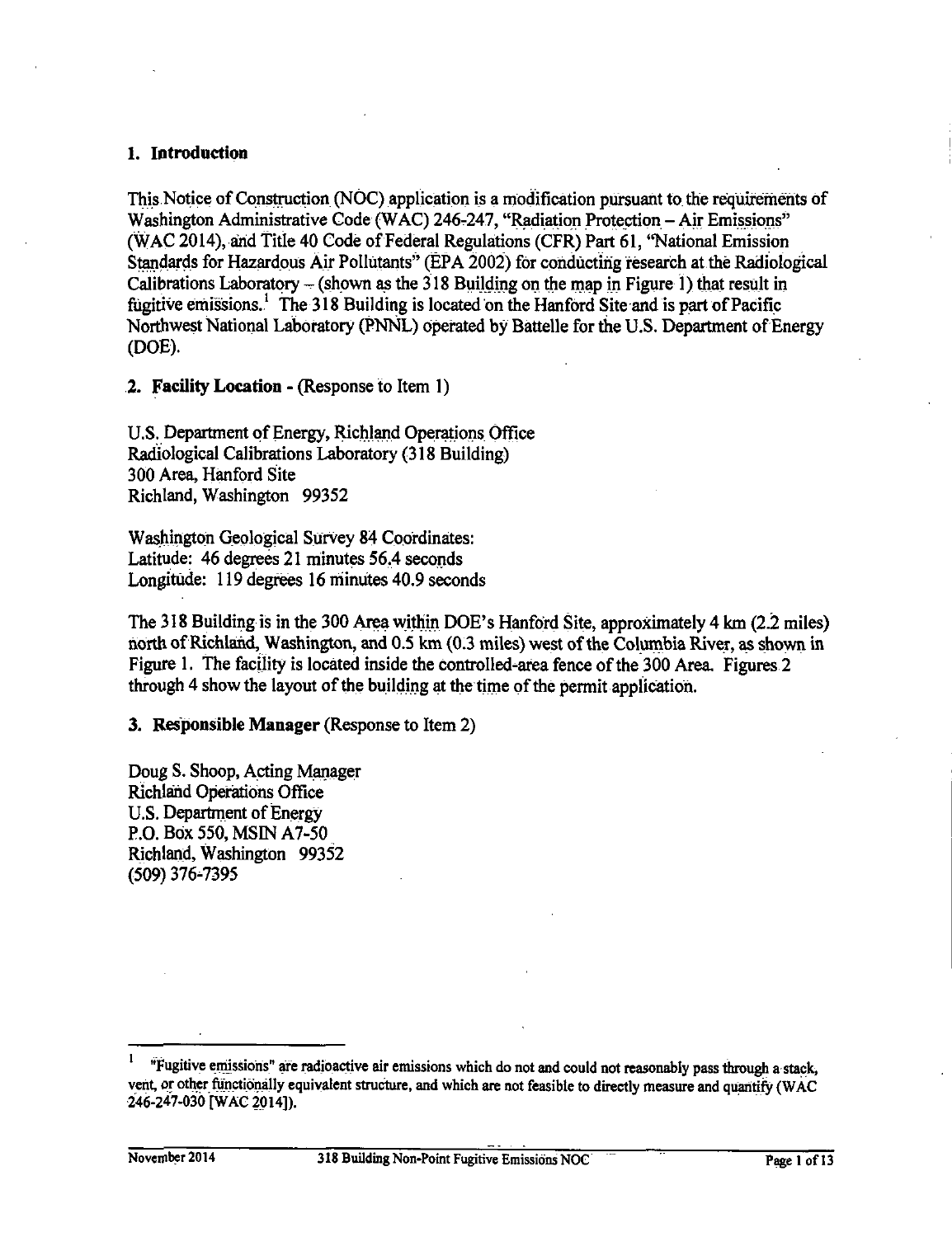## 1. Introduction

This Notice of Construction (NOC) application is a modification pursuant to the requirements of Washington Administrative Code (WAC) 246-247, "Radiation Protection – Air Emissions" (WAC 2014), and Title 40 Code of Federal Regulations (CFR) Part 61, "National Emission Standards for Hazardous Air Pollutants" (EPA 2002) for conducting research at the Radiological Calibrations Laboratory – (shown as the 318 Building on the map in Figure 1) that result in fugitive emissions.[1] The 318 Building is located on the Hanford Site and is part of Pacific Northwest National Laboratory (PNNL) operated by Battelle for the U.S. Department of Energy (DOE).

## 2. Facility Location - (Response to Item 1)

U.S. Department of Energy, Richland Operations Office
Radiological Calibrations Laboratory (318 Building)
300 Area, Hanford Site
Richland, Washington 99352

Washington Geological Survey 84 Coordinates:
Latitude: 46 degrees 21 minutes 56.4 seconds
Longitude: 119 degrees 16 minutes 40.9 seconds

The 318 Building is in the 300 Area within DOE's Hanford Site, approximately 4 km (2.2 miles) north of Richland, Washington, and 0.5 km (0.3 miles) west of the Columbia River, as shown in Figure 1. The facility is located inside the controlled-area fence of the 300 Area. Figures 2 through 4 show the layout of the building at the time of the permit application.

## 3. Responsible Manager (Response to Item 2)

Doug S. Shoop, Acting Manager
Richland Operations Office
U.S. Department of Energy
P.O. Box 550, MSIN A7-50
Richland, Washington 99352
(509) 376-7395

---

[1] "Fugitive emissions" are radioactive air emissions which do not and could not reasonably pass through a stack, vent, or other functionally equivalent structure, and which are not feasible to directly measure and quantify (WAC 246-247-030 [WAC 2014]).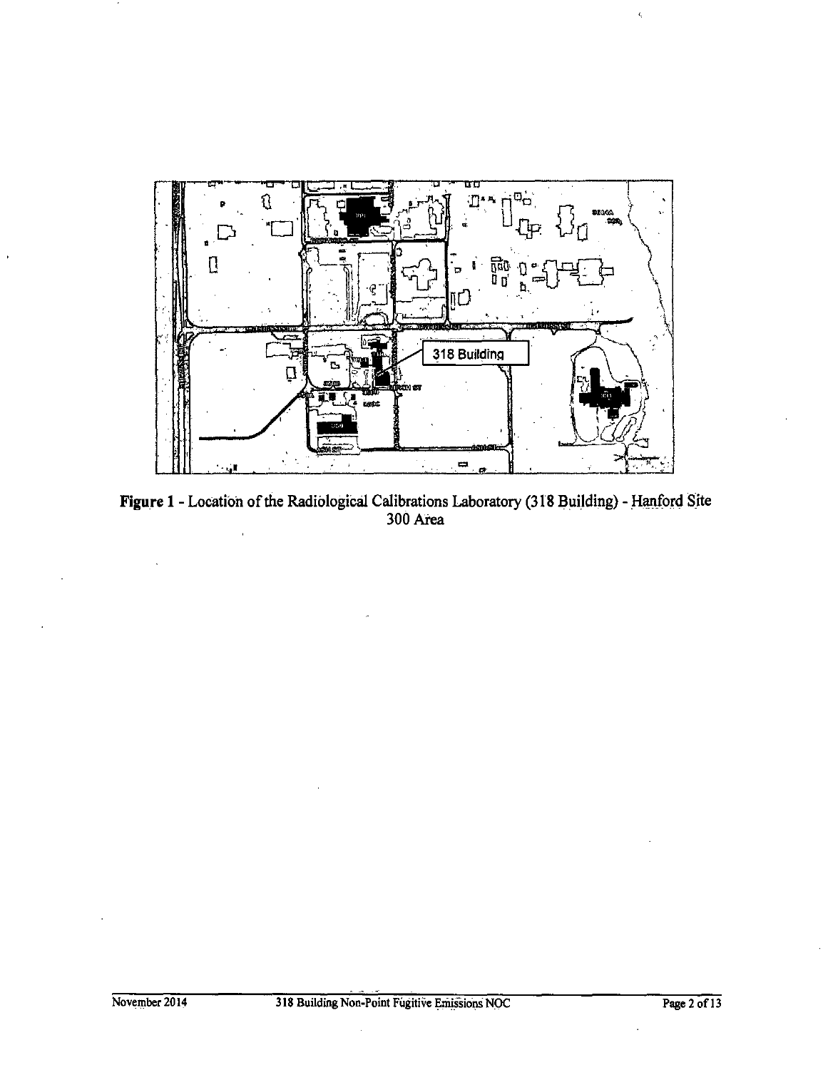**Figure 1** - Location of the Radiological Calibrations Laboratory (318 Building) - Hanford Site 300 Area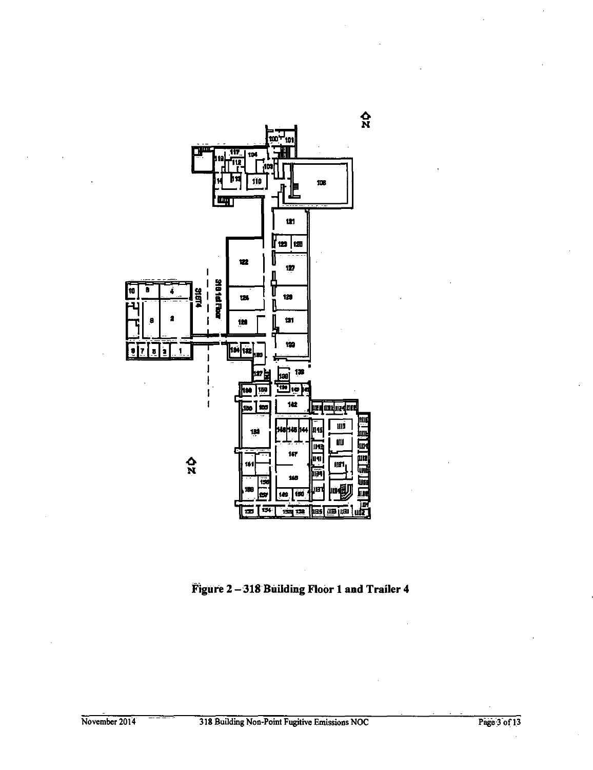Figure 2 – 318 Building Floor 1 and Trailer 4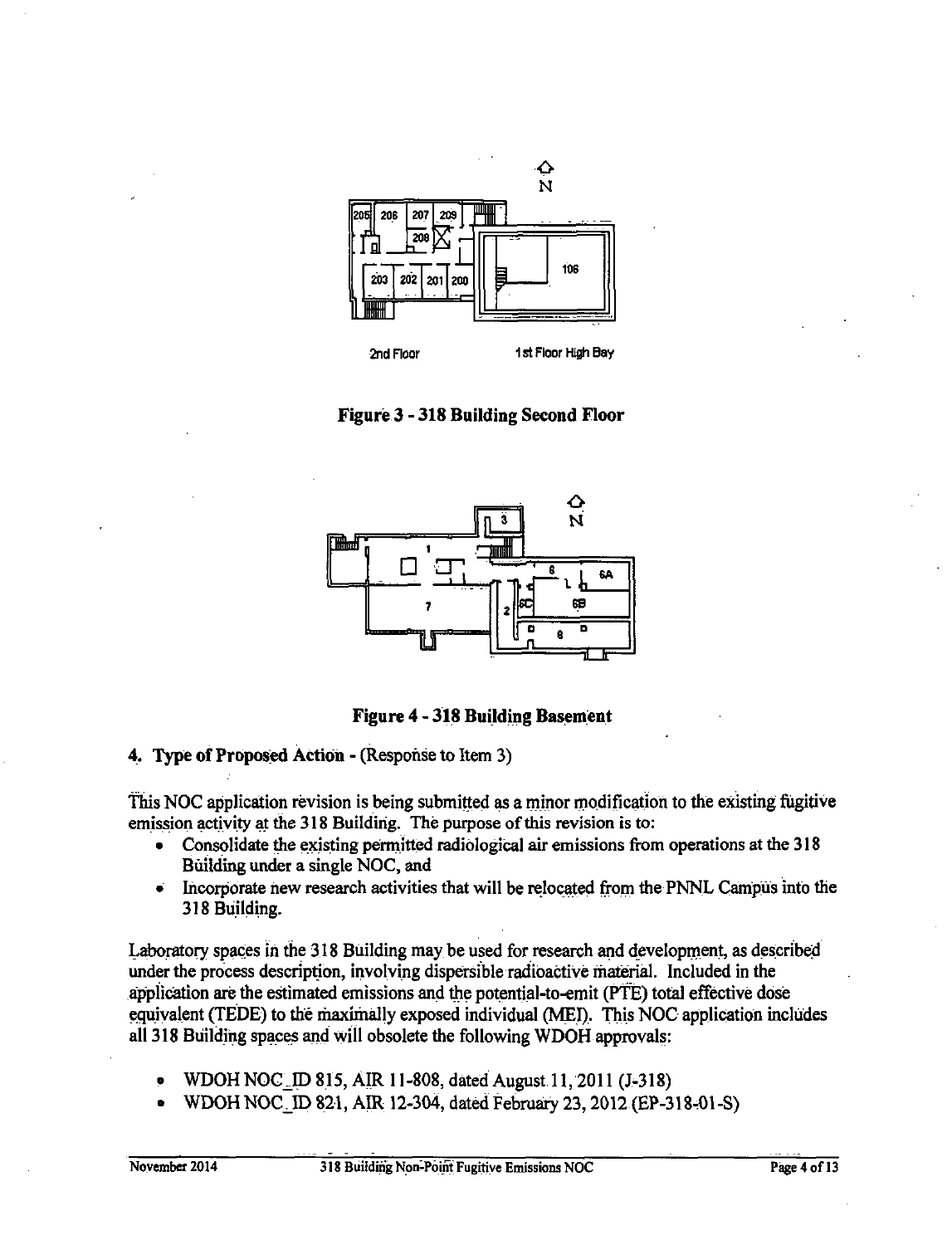**Figure 3 - 318 Building Second Floor**

**Figure 4 - 318 Building Basement**

**4. Type of Proposed Action** - (Response to Item 3)

This NOC application revision is being submitted as a minor modification to the existing fugitive emission activity at the 318 Building. The purpose of this revision is to:

- Consolidate the existing permitted radiological air emissions from operations at the 318 Building under a single NOC, and
- Incorporate new research activities that will be relocated from the PNNL Campus into the 318 Building.

Laboratory spaces in the 318 Building may be used for research and development, as described under the process description, involving dispersible radioactive material. Included in the application are the estimated emissions and the potential-to-emit (PTE) total effective dose equivalent (TEDE) to the maximally exposed individual (MEI). This NOC application includes all 318 Building spaces and will obsolete the following WDOH approvals:

- WDOH NOC_ID 815, AIR 11-808, dated August 11, 2011 (J-318)
- WDOH NOC_ID 821, AIR 12-304, dated February 23, 2012 (EP-318-01-S)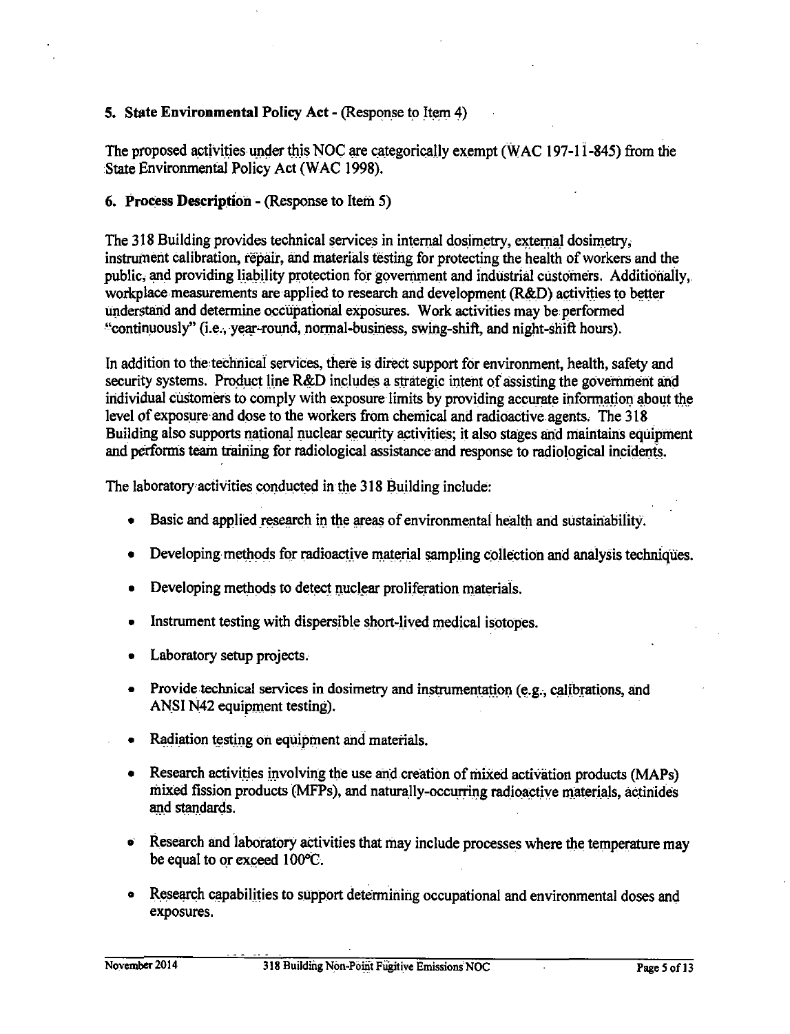**5. State Environmental Policy Act** - (Response to Item 4)

The proposed activities under this NOC are categorically exempt (WAC 197-11-845) from the State Environmental Policy Act (WAC 1998).

**6. Process Description** - (Response to Item 5)

The 318 Building provides technical services in internal dosimetry, external dosimetry, instrument calibration, repair, and materials testing for protecting the health of workers and the public, and providing liability protection for government and industrial customers. Additionally, workplace measurements are applied to research and development (R&D) activities to better understand and determine occupational exposures. Work activities may be performed "continuously" (i.e., year-round, normal-business, swing-shift, and night-shift hours).

In addition to the technical services, there is direct support for environment, health, safety and security systems. Product line R&D includes a strategic intent of assisting the government and individual customers to comply with exposure limits by providing accurate information about the level of exposure and dose to the workers from chemical and radioactive agents. The 318 Building also supports national nuclear security activities; it also stages and maintains equipment and performs team training for radiological assistance and response to radiological incidents.

The laboratory activities conducted in the 318 Building include:

- Basic and applied research in the areas of environmental health and sustainability.
- Developing methods for radioactive material sampling collection and analysis techniques.
- Developing methods to detect nuclear proliferation materials.
- Instrument testing with dispersible short-lived medical isotopes.
- Laboratory setup projects.
- Provide technical services in dosimetry and instrumentation (e.g., calibrations, and ANSI N42 equipment testing).
- Radiation testing on equipment and materials.
- Research activities involving the use and creation of mixed activation products (MAPs) mixed fission products (MFPs), and naturally-occurring radioactive materials, actinides and standards.
- Research and laboratory activities that may include processes where the temperature may be equal to or exceed 100°C.
- Research capabilities to support determining occupational and environmental doses and exposures.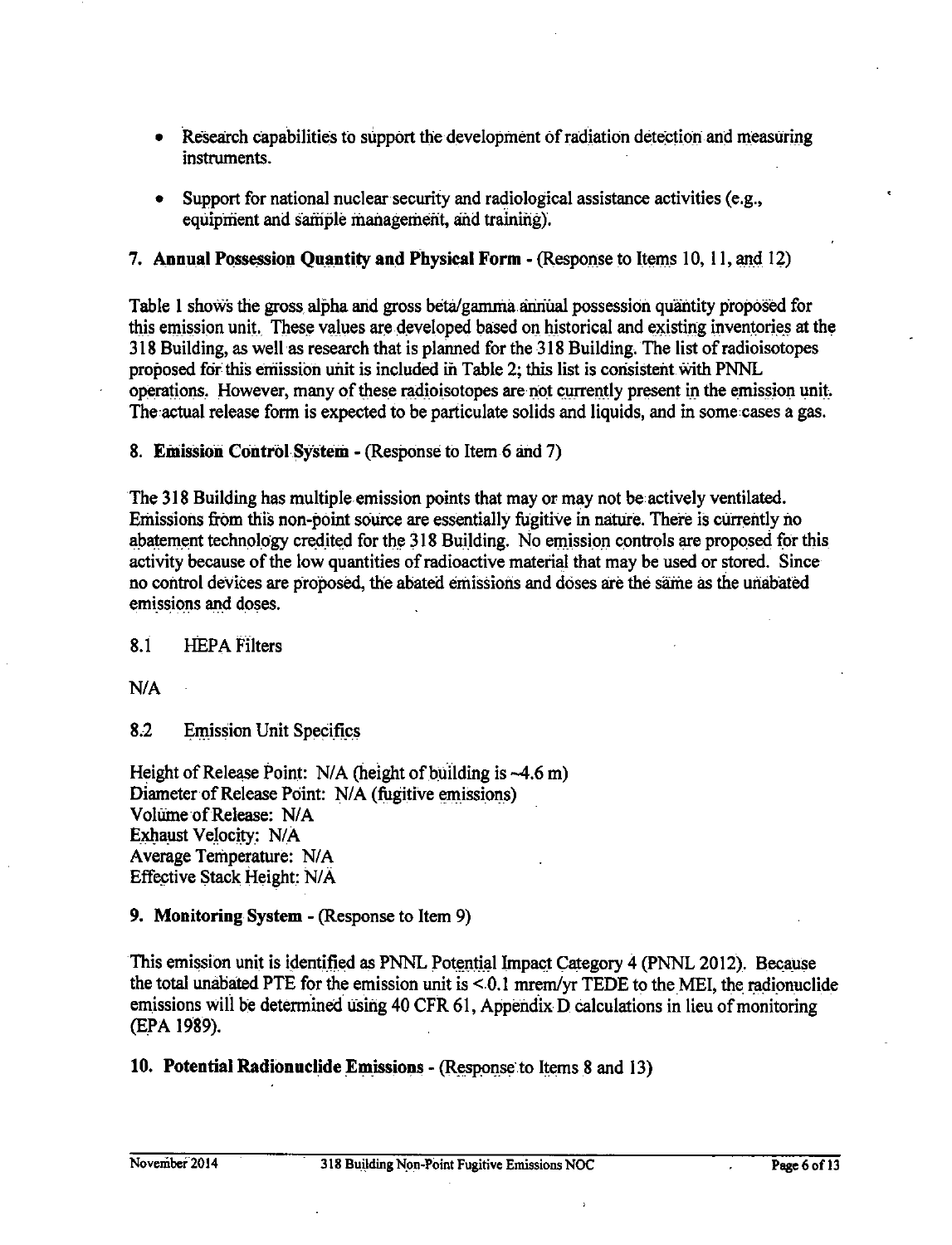- Research capabilities to support the development of radiation detection and measuring instruments.
- Support for national nuclear security and radiological assistance activities (e.g., equipment and sample management, and training).

## 7. Annual Possession Quantity and Physical Form - (Response to Items 10, 11, and 12)

Table 1 shows the gross alpha and gross beta/gamma annual possession quantity proposed for this emission unit. These values are developed based on historical and existing inventories at the 318 Building, as well as research that is planned for the 318 Building. The list of radioisotopes proposed for this emission unit is included in Table 2; this list is consistent with PNNL operations. However, many of these radioisotopes are not currently present in the emission unit. The actual release form is expected to be particulate solids and liquids, and in some cases a gas.

## 8. Emission Control System - (Response to Item 6 and 7)

The 318 Building has multiple emission points that may or may not be actively ventilated. Emissions from this non-point source are essentially fugitive in nature. There is currently no abatement technology credited for the 318 Building. No emission controls are proposed for this activity because of the low quantities of radioactive material that may be used or stored. Since no control devices are proposed, the abated emissions and doses are the same as the unabated emissions and doses.

### 8.1 HEPA Filters

N/A

### 8.2 Emission Unit Specifics

Height of Release Point: N/A (height of building is ~4.6 m)
Diameter of Release Point: N/A (fugitive emissions)
Volume of Release: N/A
Exhaust Velocity: N/A
Average Temperature: N/A
Effective Stack Height: N/A

## 9. Monitoring System - (Response to Item 9)

This emission unit is identified as PNNL Potential Impact Category 4 (PNNL 2012). Because the total unabated PTE for the emission unit is < 0.1 mrem/yr TEDE to the MEI, the radionuclide emissions will be determined using 40 CFR 61, Appendix D calculations in lieu of monitoring (EPA 1989).

## 10. Potential Radionuclide Emissions - (Response to Items 8 and 13)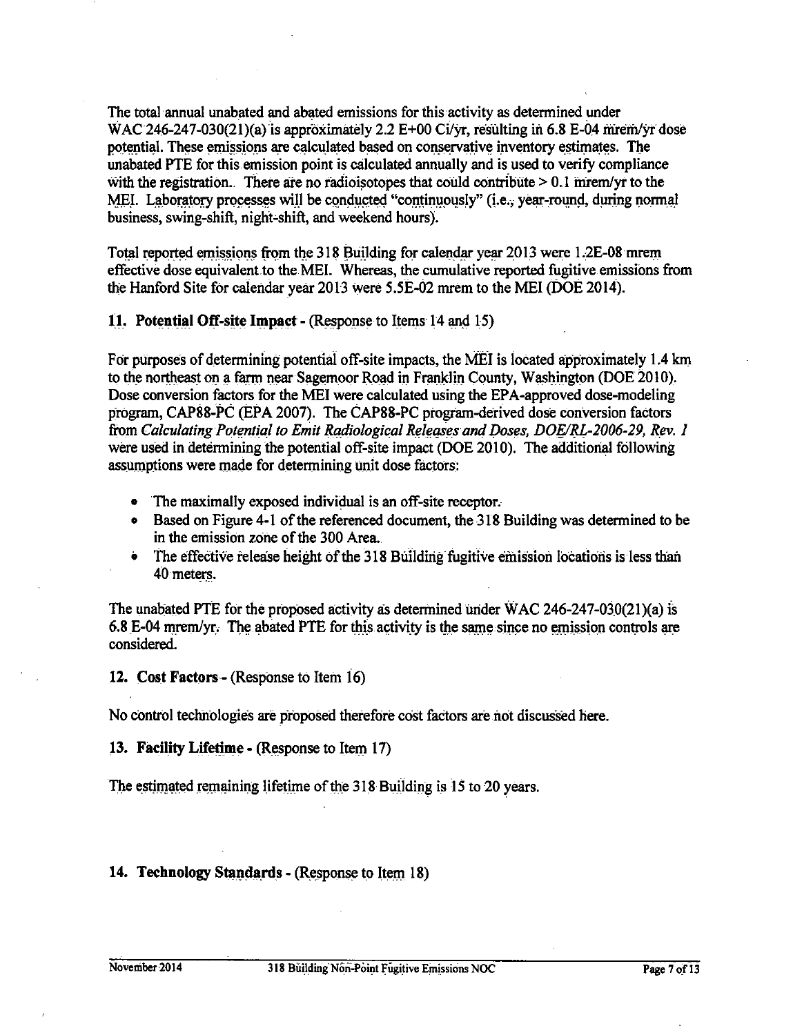The total annual unabated and abated emissions for this activity as determined under WAC 246-247-030(21)(a) is approximately 2.2 E+00 Ci/yr, resulting in 6.8 E-04 mrem/yr dose potential. These emissions are calculated based on conservative inventory estimates. The unabated PTE for this emission point is calculated annually and is used to verify compliance with the registration. There are no radioisotopes that could contribute > 0.1 mrem/yr to the MEI. Laboratory processes will be conducted "continuously" (i.e., year-round, during normal business, swing-shift, night-shift, and weekend hours).

Total reported emissions from the 318 Building for calendar year 2013 were 1.2E-08 mrem effective dose equivalent to the MEI. Whereas, the cumulative reported fugitive emissions from the Hanford Site for calendar year 2013 were 5.5E-02 mrem to the MEI (DOE 2014).

**11. Potential Off-site Impact** - (Response to Items 14 and 15)

For purposes of determining potential off-site impacts, the MEI is located approximately 1.4 km to the northeast on a farm near Sagemoor Road in Franklin County, Washington (DOE 2010). Dose conversion factors for the MEI were calculated using the EPA-approved dose-modeling program, CAP88-PC (EPA 2007). The CAP88-PC program-derived dose conversion factors from *Calculating Potential to Emit Radiological Releases and Doses, DOE/RL-2006-29, Rev. 1* were used in determining the potential off-site impact (DOE 2010). The additional following assumptions were made for determining unit dose factors:

- The maximally exposed individual is an off-site receptor.
- Based on Figure 4-1 of the referenced document, the 318 Building was determined to be in the emission zone of the 300 Area.
- The effective release height of the 318 Building fugitive emission locations is less than 40 meters.

The unabated PTE for the proposed activity as determined under WAC 246-247-030(21)(a) is 6.8 E-04 mrem/yr. The abated PTE for this activity is the same since no emission controls are considered.

**12. Cost Factors** - (Response to Item 16)

No control technologies are proposed therefore cost factors are not discussed here.

**13. Facility Lifetime** - (Response to Item 17)

The estimated remaining lifetime of the 318 Building is 15 to 20 years.

**14. Technology Standards** - (Response to Item 18)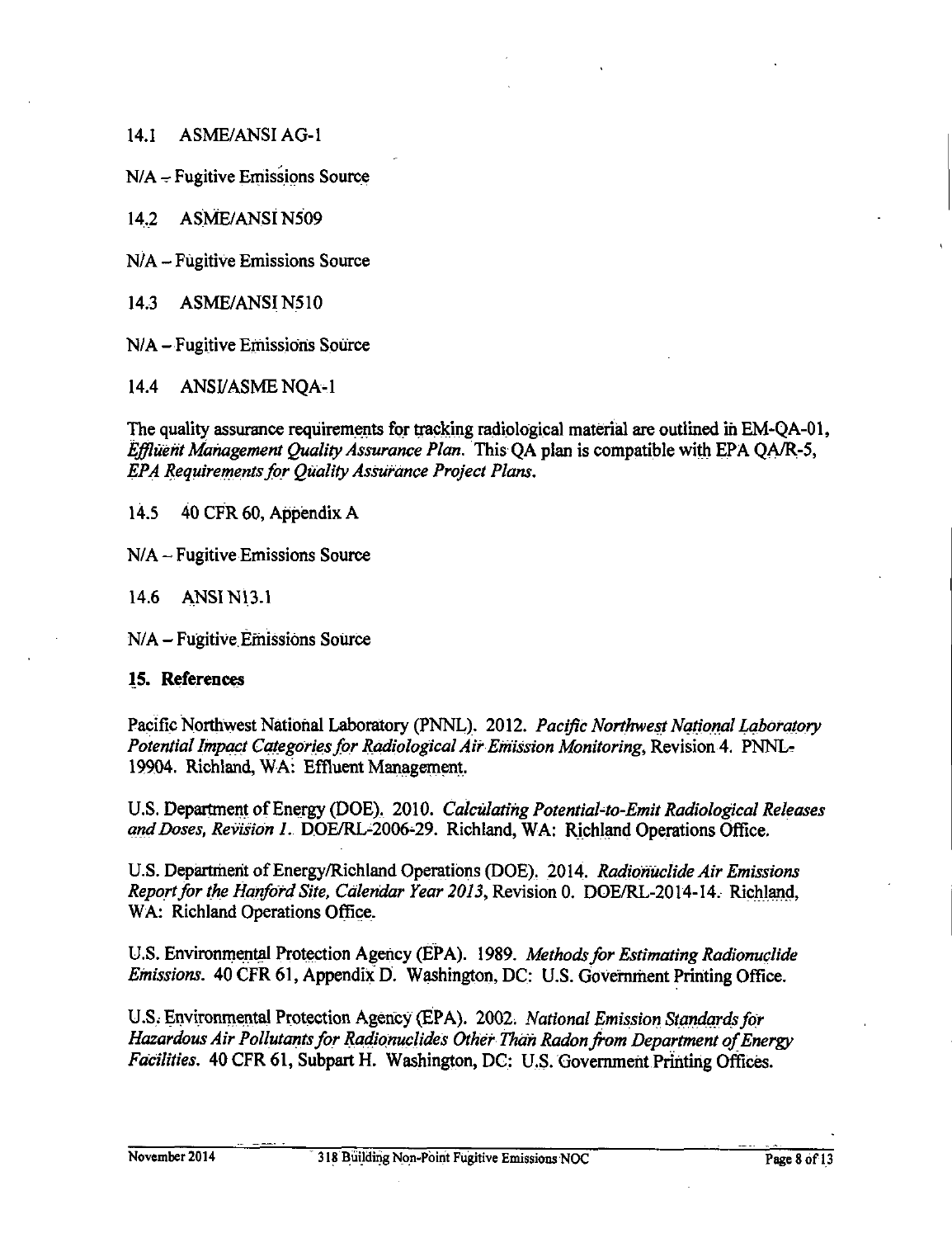14.1 ASME/ANSI AG-1

N/A – Fugitive Emissions Source

14.2 ASME/ANSI N509

N/A – Fugitive Emissions Source

14.3 ASME/ANSI N510

N/A – Fugitive Emissions Source

14.4 ANSI/ASME NQA-1

The quality assurance requirements for tracking radiological material are outlined in EM-QA-01, *Effluent Management Quality Assurance Plan*. This QA plan is compatible with EPA QA/R-5, *EPA Requirements for Quality Assurance Project Plans*.

14.5 40 CFR 60, Appendix A

N/A – Fugitive Emissions Source

14.6 ANSI N13.1

N/A – Fugitive Emissions Source

## 15. References

Pacific Northwest National Laboratory (PNNL). 2012. *Pacific Northwest National Laboratory Potential Impact Categories for Radiological Air Emission Monitoring*, Revision 4. PNNL-19904. Richland, WA: Effluent Management.

U.S. Department of Energy (DOE). 2010. *Calculating Potential-to-Emit Radiological Releases and Doses, Revision 1*. DOE/RL-2006-29. Richland, WA: Richland Operations Office.

U.S. Department of Energy/Richland Operations (DOE). 2014. *Radionuclide Air Emissions Report for the Hanford Site, Calendar Year 2013*, Revision 0. DOE/RL-2014-14. Richland, WA: Richland Operations Office.

U.S. Environmental Protection Agency (EPA). 1989. *Methods for Estimating Radionuclide Emissions*. 40 CFR 61, Appendix D. Washington, DC: U.S. Government Printing Office.

U.S. Environmental Protection Agency (EPA). 2002. *National Emission Standards for Hazardous Air Pollutants for Radionuclides Other Than Radon from Department of Energy Facilities*. 40 CFR 61, Subpart H. Washington, DC: U.S. Government Printing Offices.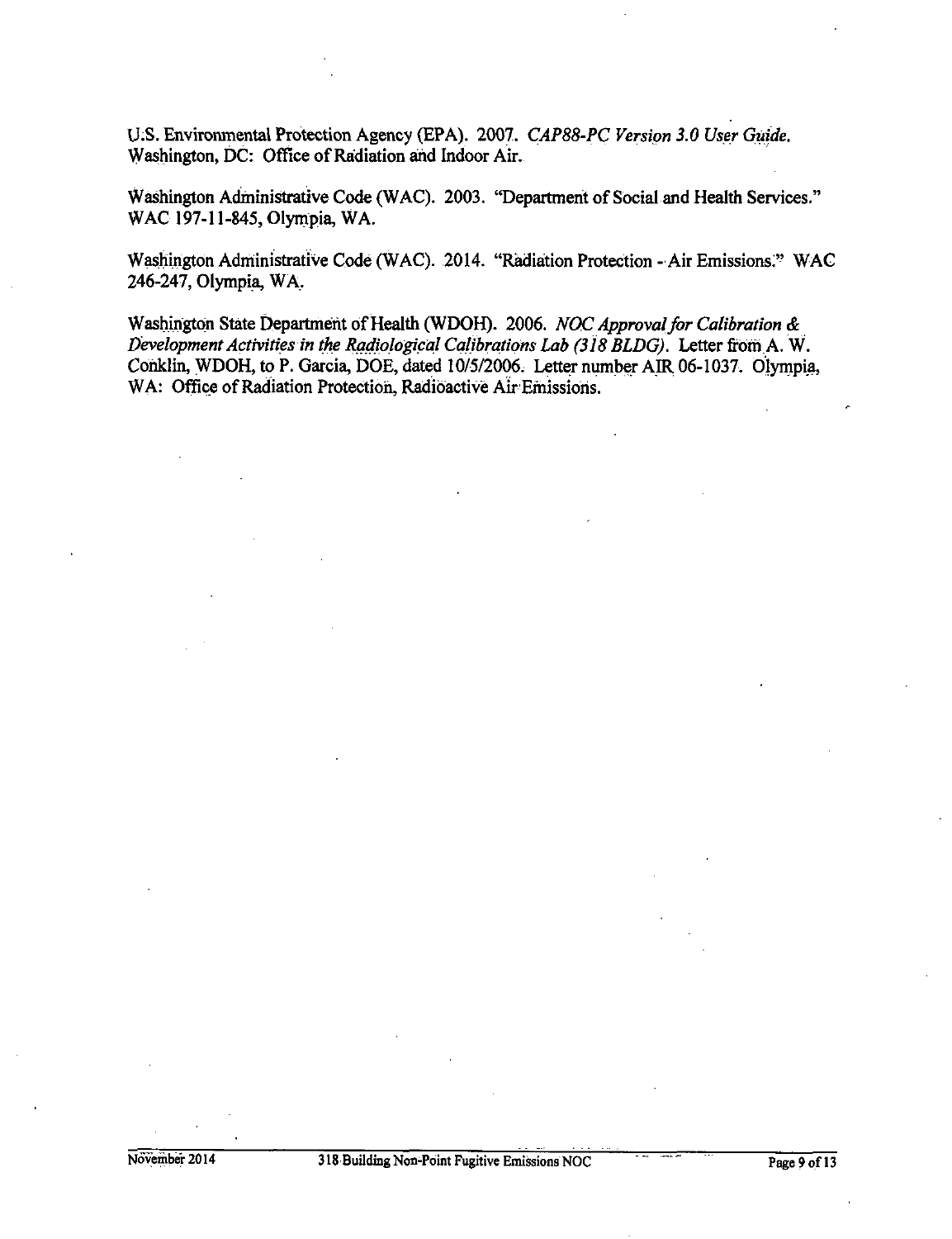U.S. Environmental Protection Agency (EPA). 2007. *CAP88-PC Version 3.0 User Guide.* Washington, DC: Office of Radiation and Indoor Air.

Washington Administrative Code (WAC). 2003. "Department of Social and Health Services." WAC 197-11-845, Olympia, WA.

Washington Administrative Code (WAC). 2014. "Radiation Protection - Air Emissions." WAC 246-247, Olympia, WA.

Washington State Department of Health (WDOH). 2006. *NOC Approval for Calibration & Development Activities in the Radiological Calibrations Lab (318 BLDG).* Letter from A. W. Conklin, WDOH, to P. Garcia, DOE, dated 10/5/2006. Letter number AIR 06-1037. Olympia, WA: Office of Radiation Protection, Radioactive Air Emissions.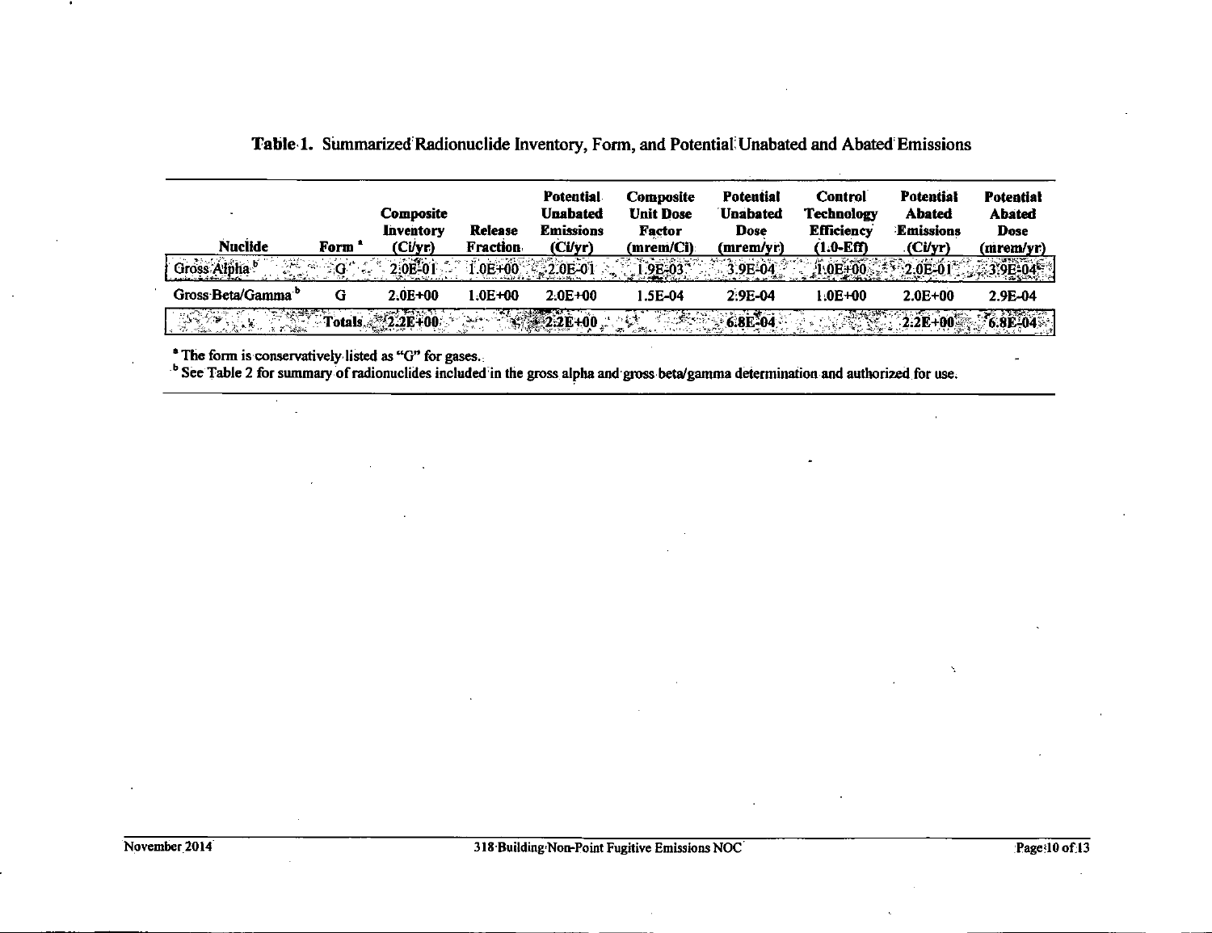**Table 1.** Summarized Radionuclide Inventory, Form, and Potential Unabated and Abated Emissions

| Nuclide | Form [a] | Composite Inventory (Ci/yr) | Release Fraction | Potential Unabated Emissions (Ci/yr) | Composite Unit Dose Factor (mrem/Ci) | Potential Unabated Dose (mrem/yr) | Control Technology Efficiency (1.0-Eff) | Potential Abated Emissions (Ci/yr) | Potential Abated Dose (mrem/yr) |
|---|---|---|---|---|---|---|---|---|---|
| Gross Alpha [b] | G | 2.0E-01 | 1.0E+00 | 2.0E-01 | 1.9E-03 | 3.9E-04 | 1.0E+00 | 2.0E-01 | 3.9E-04 |
| Gross Beta/Gamma [b] | G | 2.0E+00 | 1.0E+00 | 2.0E+00 | 1.5E-04 | 2.9E-04 | 1.0E+00 | 2.0E+00 | 2.9E-04 |
| | Totals | 2.2E+00 | | 2.2E+00 | | 6.8E-04 | | 2.2E+00 | 6.8E-04 |

[a] The form is conservatively listed as "G" for gases.

[b] See Table 2 for summary of radionuclides included in the gross alpha and gross beta/gamma determination and authorized for use.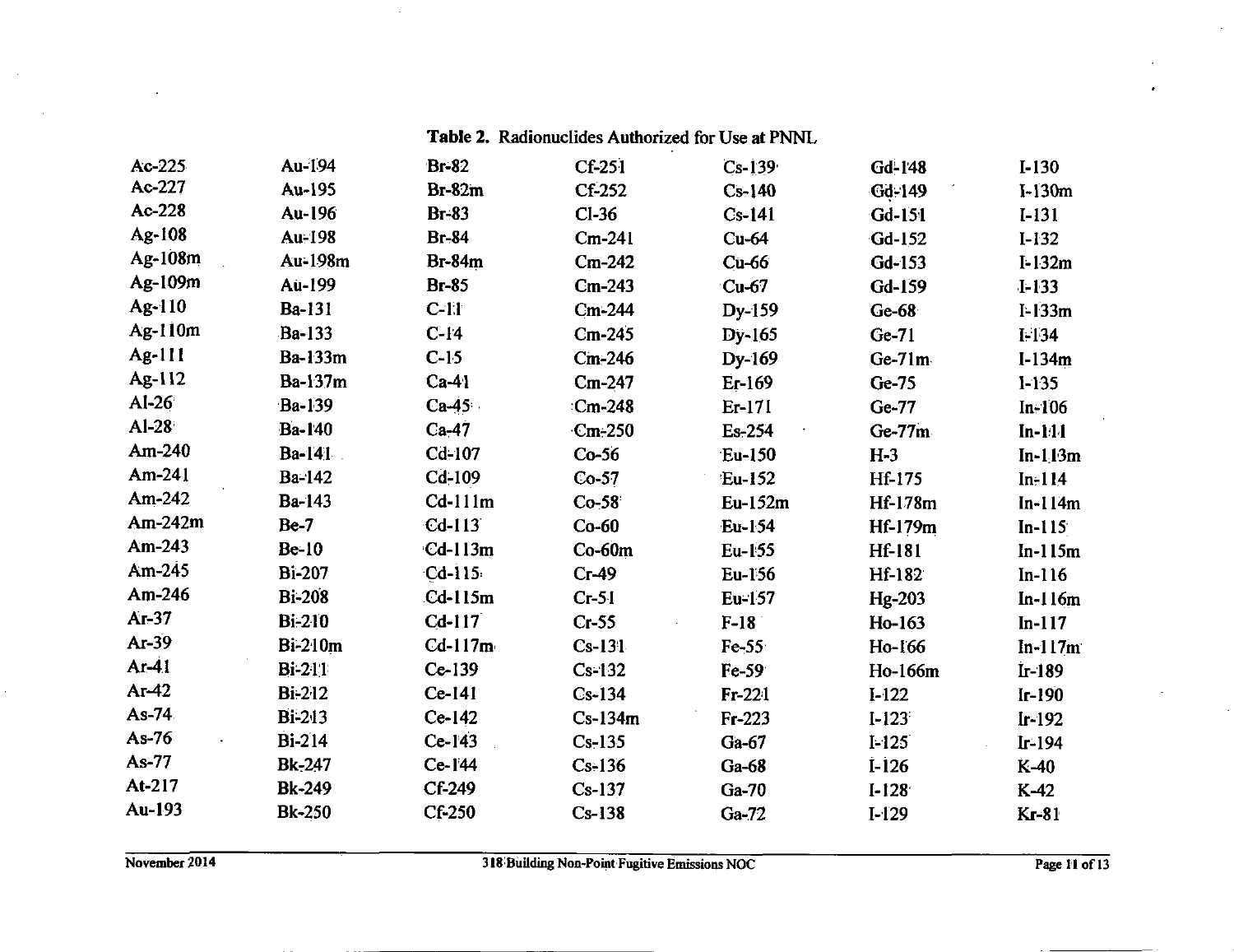**Table 2.** Radionuclides Authorized for Use at PNNL

| | | | | | | |
|---|---|---|---|---|---|---|
| Ac-225 | Au-194 | Br-82 | Cf-251 | Cs-139 | Gd-148 | I-130 |
| Ac-227 | Au-195 | Br-82m | Cf-252 | Cs-140 | Gd-149 | I-130m |
| Ac-228 | Au-196 | Br-83 | Cl-36 | Cs-141 | Gd-151 | I-131 |
| Ag-108 | Au-198 | Br-84 | Cm-241 | Cu-64 | Gd-152 | I-132 |
| Ag-108m | Au-198m | Br-84m | Cm-242 | Cu-66 | Gd-153 | I-132m |
| Ag-109m | Au-199 | Br-85 | Cm-243 | Cu-67 | Gd-159 | I-133 |
| Ag-110 | Ba-131 | C-11 | Cm-244 | Dy-159 | Ge-68 | I-133m |
| Ag-110m | Ba-133 | C-14 | Cm-245 | Dy-165 | Ge-71 | I-134 |
| Ag-111 | Ba-133m | C-15 | Cm-246 | Dy-169 | Ge-71m | I-134m |
| Ag-112 | Ba-137m | Ca-41 | Cm-247 | Er-169 | Ge-75 | I-135 |
| Al-26 | Ba-139 | Ca-45 | Cm-248 | Er-171 | Ge-77 | In-106 |
| Al-28 | Ba-140 | Ca-47 | Cm-250 | Es-254 | Ge-77m | In-111 |
| Am-240 | Ba-141 | Cd-107 | Co-56 | Eu-150 | H-3 | In-113m |
| Am-241 | Ba-142 | Cd-109 | Co-57 | Eu-152 | Hf-175 | In-114 |
| Am-242 | Ba-143 | Cd-111m | Co-58 | Eu-152m | Hf-178m | In-114m |
| Am-242m | Be-7 | Cd-113 | Co-60 | Eu-154 | Hf-179m | In-115 |
| Am-243 | Be-10 | Cd-113m | Co-60m | Eu-155 | Hf-181 | In-115m |
| Am-245 | Bi-207 | Cd-115 | Cr-49 | Eu-156 | Hf-182 | In-116 |
| Am-246 | Bi-208 | Cd-115m | Cr-51 | Eu-157 | Hg-203 | In-116m |
| Ar-37 | Bi-210 | Cd-117 | Cr-55 | F-18 | Ho-163 | In-117 |
| Ar-39 | Bi-210m | Cd-117m | Cs-131 | Fe-55 | Ho-166 | In-117m |
| Ar-41 | Bi-211 | Ce-139 | Cs-132 | Fe-59 | Ho-166m | Ir-189 |
| Ar-42 | Bi-212 | Ce-141 | Cs-134 | Fr-221 | I-122 | Ir-190 |
| As-74 | Bi-213 | Ce-142 | Cs-134m | Fr-223 | I-123 | Ir-192 |
| As-76 | Bi-214 | Ce-143 | Cs-135 | Ga-67 | I-125 | Ir-194 |
| As-77 | Bk-247 | Ce-144 | Cs-136 | Ga-68 | I-126 | K-40 |
| At-217 | Bk-249 | Cf-249 | Cs-137 | Ga-70 | I-128 | K-42 |
| Au-193 | Bk-250 | Cf-250 | Cs-138 | Ga-72 | I-129 | Kr-81 |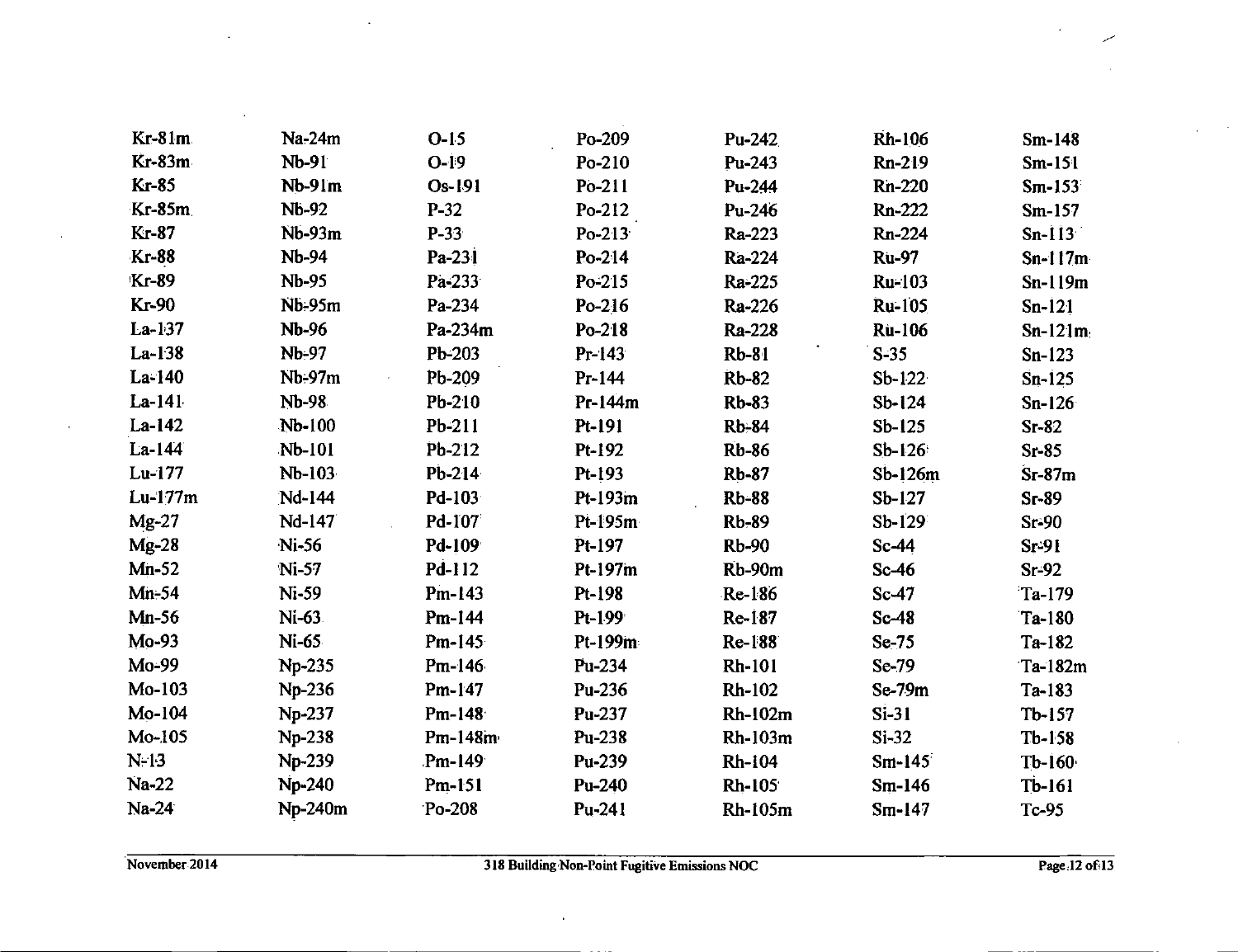| | | | | | | |
|---|---|---|---|---|---|---|
| Kr-81m | Na-24m | O-15 | Po-209 | Pu-242 | Rh-106 | Sm-148 |
| Kr-83m | Nb-91 | O-19 | Po-210 | Pu-243 | Rn-219 | Sm-151 |
| Kr-85 | Nb-91m | Os-191 | Po-211 | Pu-244 | Rn-220 | Sm-153 |
| Kr-85m | Nb-92 | P-32 | Po-212 | Pu-246 | Rn-222 | Sm-157 |
| Kr-87 | Nb-93m | P-33 | Po-213 | Ra-223 | Rn-224 | Sn-113 |
| Kr-88 | Nb-94 | Pa-231 | Po-214 | Ra-224 | Ru-97 | Sn-117m |
| Kr-89 | Nb-95 | Pa-233 | Po-215 | Ra-225 | Ru-103 | Sn-119m |
| Kr-90 | Nb-95m | Pa-234 | Po-216 | Ra-226 | Ru-105 | Sn-121 |
| La-137 | Nb-96 | Pa-234m | Po-218 | Ra-228 | Ru-106 | Sn-121m |
| La-138 | Nb-97 | Pb-203 | Pr-143 | Rb-81 | S-35 | Sn-123 |
| La-140 | Nb-97m | Pb-209 | Pr-144 | Rb-82 | Sb-122 | Sn-125 |
| La-141 | Nb-98 | Pb-210 | Pr-144m | Rb-83 | Sb-124 | Sn-126 |
| La-142 | Nb-100 | Pb-211 | Pt-191 | Rb-84 | Sb-125 | Sr-82 |
| La-144 | Nb-101 | Pb-212 | Pt-192 | Rb-86 | Sb-126 | Sr-85 |
| Lu-177 | Nb-103 | Pb-214 | Pt-193 | Rb-87 | Sb-126m | Sr-87m |
| Lu-177m | Nd-144 | Pd-103 | Pt-193m | Rb-88 | Sb-127 | Sr-89 |
| Mg-27 | Nd-147 | Pd-107 | Pt-195m | Rb-89 | Sb-129 | Sr-90 |
| Mg-28 | Ni-56 | Pd-109 | Pt-197 | Rb-90 | Sc-44 | Sr-91 |
| Mn-52 | Ni-57 | Pd-112 | Pt-197m | Rb-90m | Sc-46 | Sr-92 |
| Mn-54 | Ni-59 | Pm-143 | Pt-198 | Re-186 | Sc-47 | Ta-179 |
| Mn-56 | Ni-63 | Pm-144 | Pt-199 | Re-187 | Sc-48 | Ta-180 |
| Mo-93 | Ni-65 | Pm-145 | Pt-199m | Re-188 | Se-75 | Ta-182 |
| Mo-99 | Np-235 | Pm-146 | Pu-234 | Rh-101 | Se-79 | Ta-182m |
| Mo-103 | Np-236 | Pm-147 | Pu-236 | Rh-102 | Se-79m | Ta-183 |
| Mo-104 | Np-237 | Pm-148 | Pu-237 | Rh-102m | Si-31 | Tb-157 |
| Mo-105 | Np-238 | Pm-148m | Pu-238 | Rh-103m | Si-32 | Tb-158 |
| N-13 | Np-239 | Pm-149 | Pu-239 | Rh-104 | Sm-145 | Tb-160 |
| Na-22 | Np-240 | Pm-151 | Pu-240 | Rh-105 | Sm-146 | Tb-161 |
| Na-24 | Np-240m | Po-208 | Pu-241 | Rh-105m | Sm-147 | Tc-95 |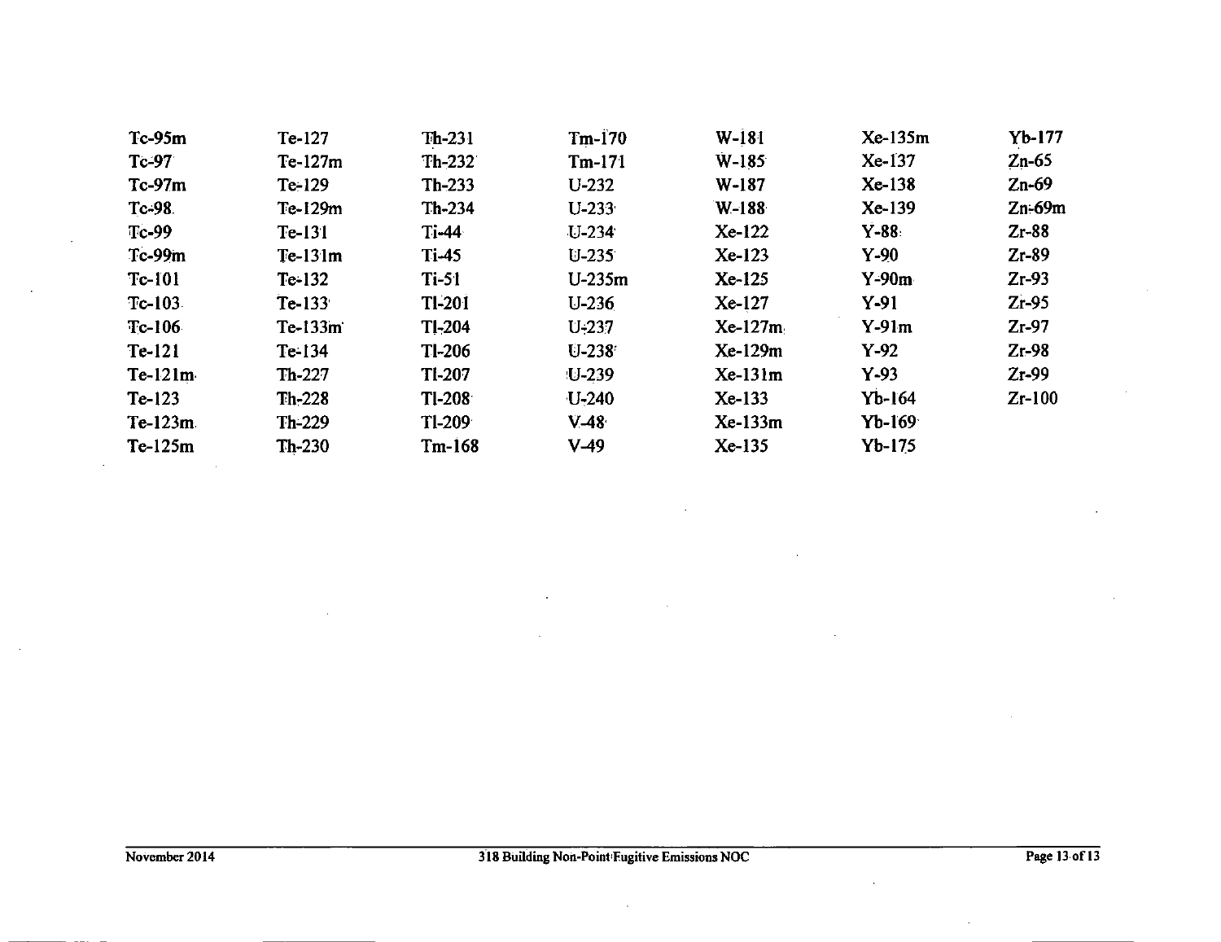| | | | | | | |
|---|---|---|---|---|---|---|
| Tc-95m | Te-127 | Th-231 | Tm-170 | W-181 | Xe-135m | Yb-177 |
| Tc-97 | Te-127m | Th-232 | Tm-171 | W-185 | Xe-137 | Zn-65 |
| Tc-97m | Te-129 | Th-233 | U-232 | W-187 | Xe-138 | Zn-69 |
| Tc-98 | Te-129m | Th-234 | U-233 | W-188 | Xe-139 | Zn-69m |
| Tc-99 | Te-131 | Ti-44 | U-234 | Xe-122 | Y-88 | Zr-88 |
| Tc-99m | Te-131m | Ti-45 | U-235 | Xe-123 | Y-90 | Zr-89 |
| Tc-101 | Te-132 | Ti-51 | U-235m | Xe-125 | Y-90m | Zr-93 |
| Tc-103 | Te-133 | Tl-201 | U-236 | Xe-127 | Y-91 | Zr-95 |
| Tc-106 | Te-133m | Tl-204 | U-237 | Xe-127m | Y-91m | Zr-97 |
| Te-121 | Te-134 | Tl-206 | U-238 | Xe-129m | Y-92 | Zr-98 |
| Te-121m | Th-227 | Tl-207 | U-239 | Xe-131m | Y-93 | Zr-99 |
| Te-123 | Th-228 | Tl-208 | U-240 | Xe-133 | Yb-164 | Zr-100 |
| Te-123m | Th-229 | Tl-209 | V-48 | Xe-133m | Yb-169 | |
| Te-125m | Th-230 | Tm-168 | V-49 | Xe-135 | Yb-175 | |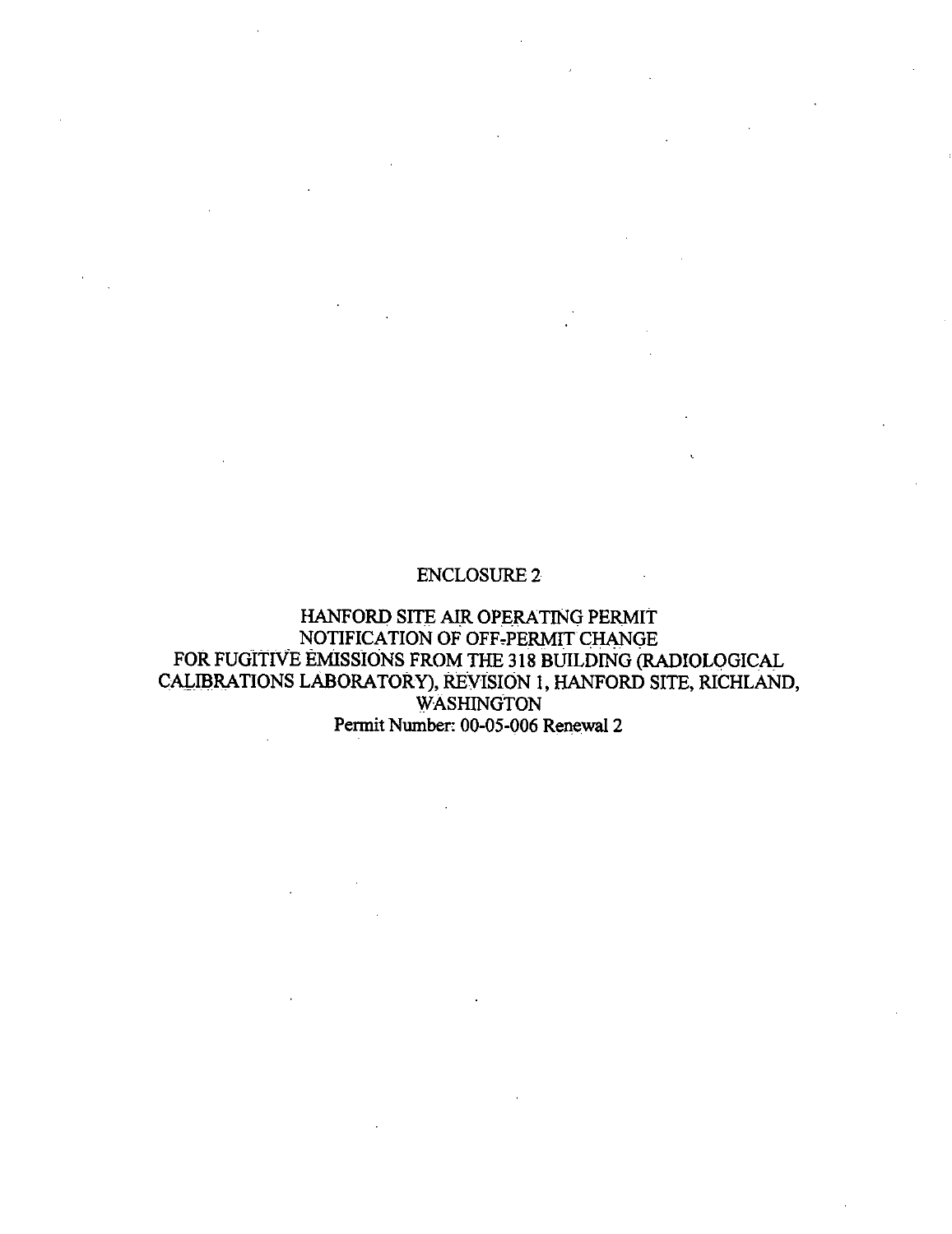# ENCLOSURE 2

## HANFORD SITE AIR OPERATING PERMIT NOTIFICATION OF OFF-PERMIT CHANGE FOR FUGITIVE EMISSIONS FROM THE 318 BUILDING (RADIOLOGICAL CALIBRATIONS LABORATORY), REVISION 1, HANFORD SITE, RICHLAND, WASHINGTON

Permit Number: 00-05-006 Renewal 2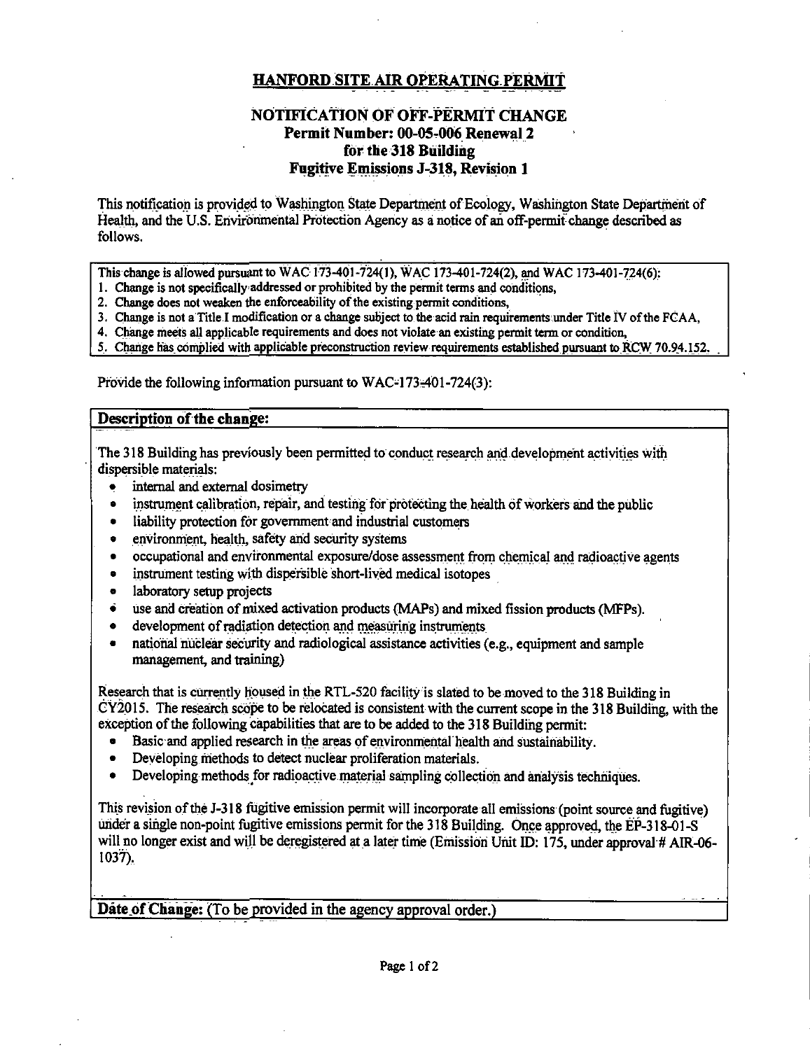# HANFORD SITE AIR OPERATING PERMIT

## NOTIFICATION OF OFF-PERMIT CHANGE
## Permit Number: 00-05-006 Renewal 2
## for the 318 Building
## Fugitive Emissions J-318, Revision 1

This notification is provided to Washington State Department of Ecology, Washington State Department of Health, and the U.S. Environmental Protection Agency as a notice of an off-permit change described as follows.

| This change is allowed pursuant to WAC 173-401-724(1), WAC 173-401-724(2), and WAC 173-401-724(6): |
|---|
| 1. Change is not specifically addressed or prohibited by the permit terms and conditions, |
| 2. Change does not weaken the enforceability of the existing permit conditions, |
| 3. Change is not a Title I modification or a change subject to the acid rain requirements under Title IV of the FCAA, |
| 4. Change meets all applicable requirements and does not violate an existing permit term or condition, |
| 5. Change has complied with applicable preconstruction review requirements established pursuant to RCW 70.94.152. |

Provide the following information pursuant to WAC-173-401-724(3):

**Description of the change:**

The 318 Building has previously been permitted to conduct research and development activities with dispersible materials:

- internal and external dosimetry
- instrument calibration, repair, and testing for protecting the health of workers and the public
- liability protection for government and industrial customers
- environment, health, safety and security systems
- occupational and environmental exposure/dose assessment from chemical and radioactive agents
- instrument testing with dispersible short-lived medical isotopes
- laboratory setup projects
- use and creation of mixed activation products (MAPs) and mixed fission products (MFPs).
- development of radiation detection and measuring instruments
- national nuclear security and radiological assistance activities (e.g., equipment and sample management, and training)

Research that is currently housed in the RTL-520 facility is slated to be moved to the 318 Building in CY2015. The research scope to be relocated is consistent with the current scope in the 318 Building, with the exception of the following capabilities that are to be added to the 318 Building permit:

- Basic and applied research in the areas of environmental health and sustainability.
- Developing methods to detect nuclear proliferation materials.
- Developing methods for radioactive material sampling collection and analysis techniques.

This revision of the J-318 fugitive emission permit will incorporate all emissions (point source and fugitive) under a single non-point fugitive emissions permit for the 318 Building. Once approved, the EP-318-01-S will no longer exist and will be deregistered at a later time (Emission Unit ID: 175, under approval # AIR-06-1037).

**Date of Change:** (To be provided in the agency approval order.)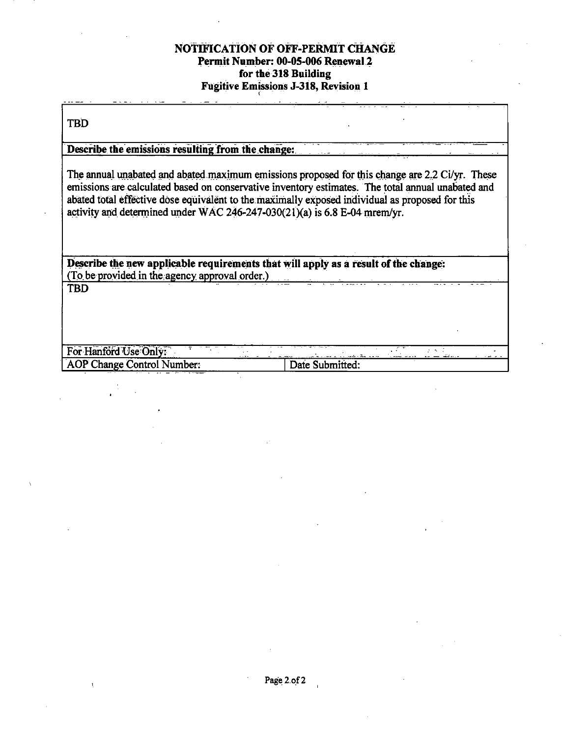**NOTIFICATION OF OFF-PERMIT CHANGE**
**Permit Number: 00-05-006 Renewal 2**
**for the 318 Building**
**Fugitive Emissions J-318, Revision 1**

TBD

**Describe the emissions resulting from the change:**

The annual unabated and abated maximum emissions proposed for this change are 2.2 Ci/yr. These emissions are calculated based on conservative inventory estimates. The total annual unabated and abated total effective dose equivalent to the maximally exposed individual as proposed for this activity and determined under WAC 246-247-030(21)(a) is 6.8 E-04 mrem/yr.

**Describe the new applicable requirements that will apply as a result of the change:**
(To be provided in the agency approval order.)

TBD

| For Hanford Use Only: | |
|---|---|
| AOP Change Control Number: | Date Submitted: |